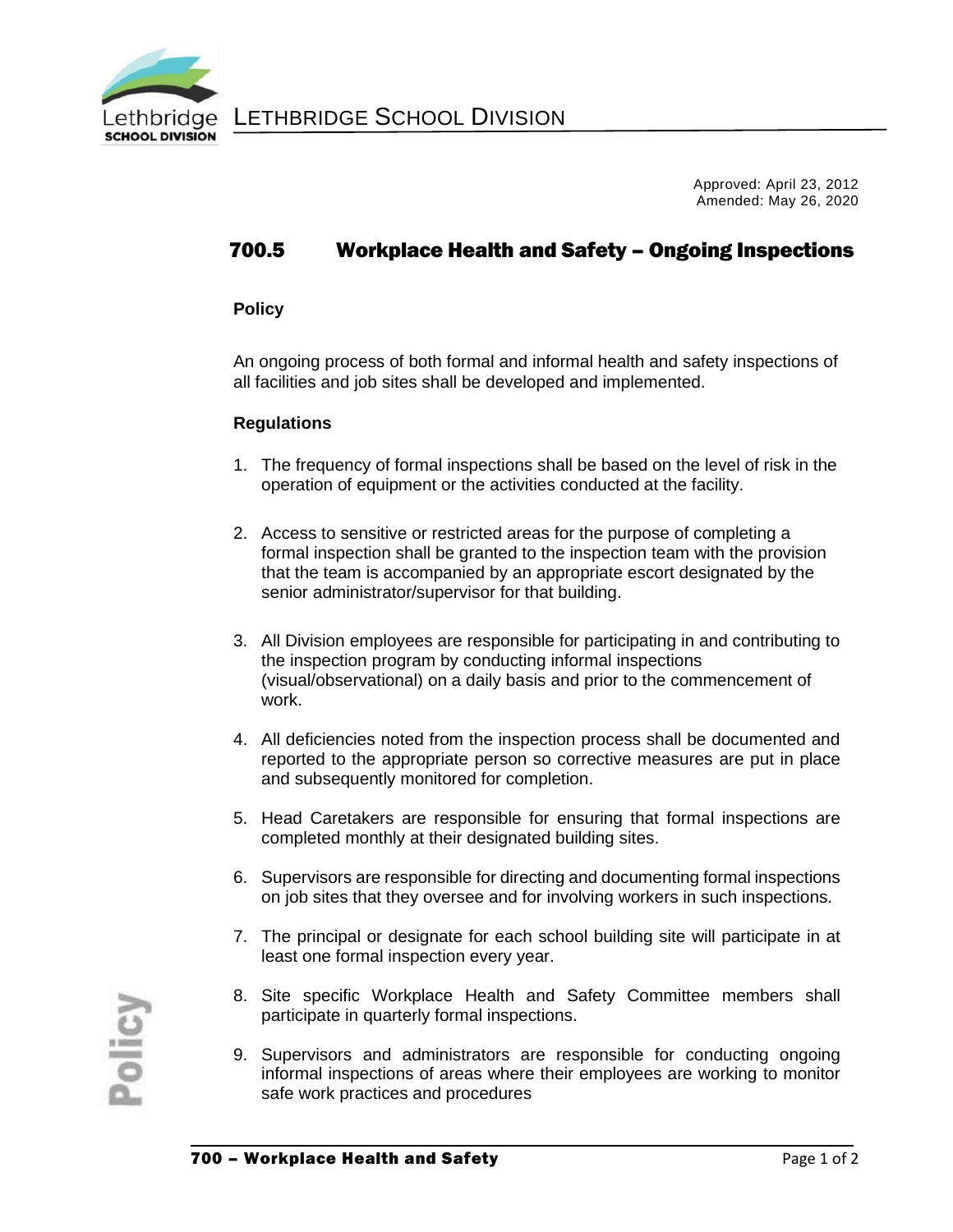LETHBRIDGE SCHOOL DIVISION

Approved: April 23, 2012
Amended: May 26, 2020

# 700.5 Workplace Health and Safety – Ongoing Inspections

## Policy

An ongoing process of both formal and informal health and safety inspections of all facilities and job sites shall be developed and implemented.

## Regulations

1. The frequency of formal inspections shall be based on the level of risk in the operation of equipment or the activities conducted at the facility.

2. Access to sensitive or restricted areas for the purpose of completing a formal inspection shall be granted to the inspection team with the provision that the team is accompanied by an appropriate escort designated by the senior administrator/supervisor for that building.

3. All Division employees are responsible for participating in and contributing to the inspection program by conducting informal inspections (visual/observational) on a daily basis and prior to the commencement of work.

4. All deficiencies noted from the inspection process shall be documented and reported to the appropriate person so corrective measures are put in place and subsequently monitored for completion.

5. Head Caretakers are responsible for ensuring that formal inspections are completed monthly at their designated building sites.

6. Supervisors are responsible for directing and documenting formal inspections on job sites that they oversee and for involving workers in such inspections.

7. The principal or designate for each school building site will participate in at least one formal inspection every year.

8. Site specific Workplace Health and Safety Committee members shall participate in quarterly formal inspections.

9. Supervisors and administrators are responsible for conducting ongoing informal inspections of areas where their employees are working to monitor safe work practices and procedures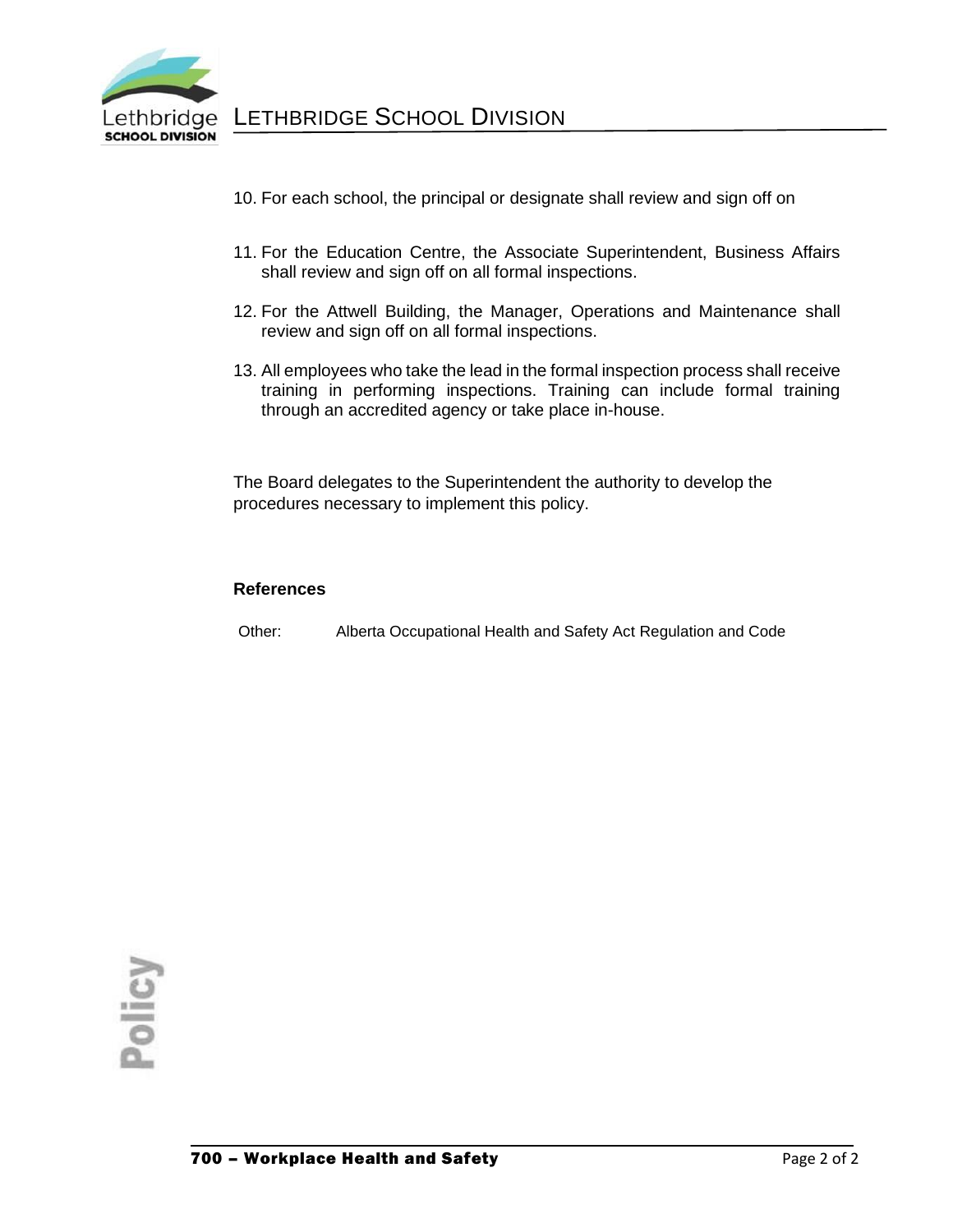10. For each school, the principal or designate shall review and sign off on

11. For the Education Centre, the Associate Superintendent, Business Affairs shall review and sign off on all formal inspections.

12. For the Attwell Building, the Manager, Operations and Maintenance shall review and sign off on all formal inspections.

13. All employees who take the lead in the formal inspection process shall receive training in performing inspections. Training can include formal training through an accredited agency or take place in-house.

The Board delegates to the Superintendent the authority to develop the procedures necessary to implement this policy.

**References**

Other: Alberta Occupational Health and Safety Act Regulation and Code